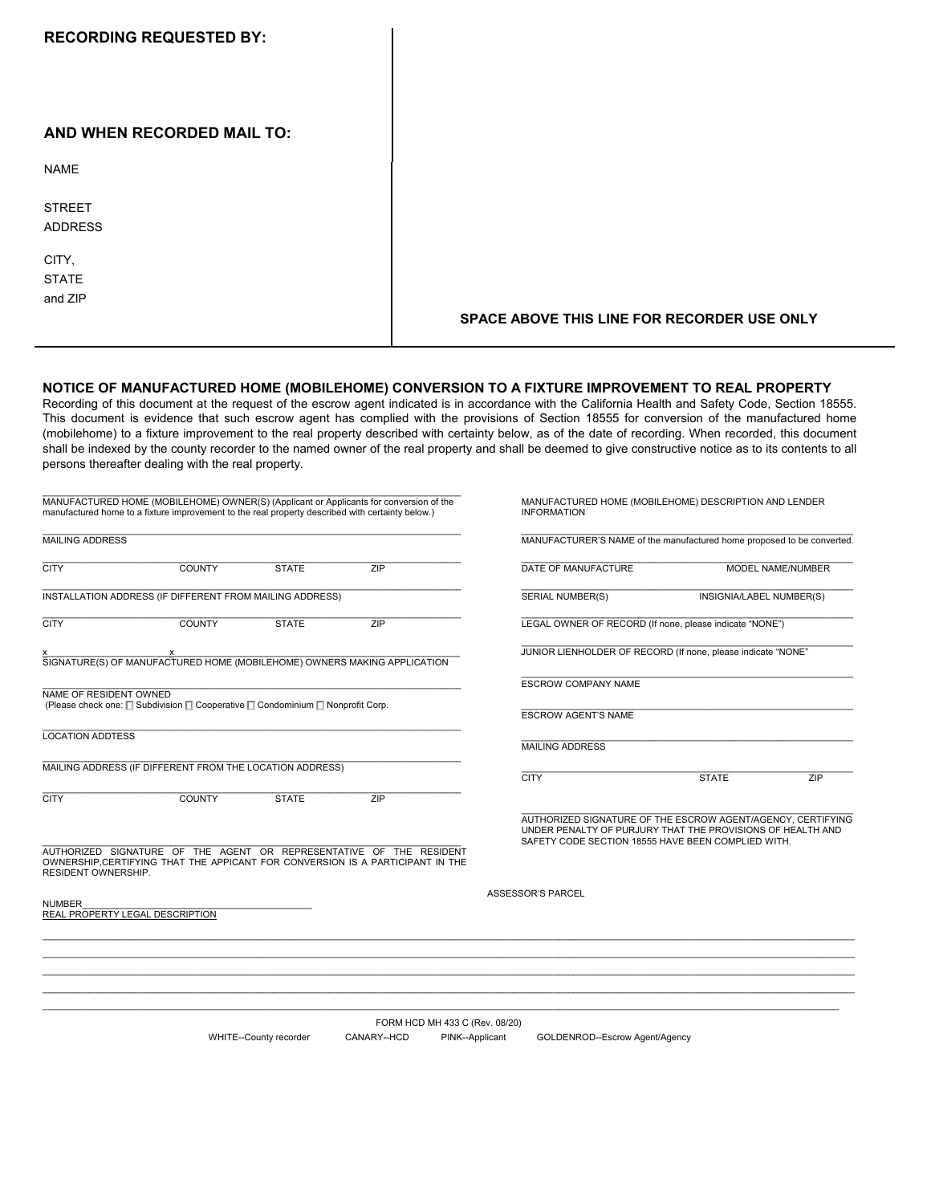**RECORDING REQUESTED BY:**

**AND WHEN RECORDED MAIL TO:**

NAME

STREET
ADDRESS

CITY,
STATE
and ZIP

**SPACE ABOVE THIS LINE FOR RECORDER USE ONLY**

## NOTICE OF MANUFACTURED HOME (MOBILEHOME) CONVERSION TO A FIXTURE IMPROVEMENT TO REAL PROPERTY

Recording of this document at the request of the escrow agent indicated is in accordance with the California Health and Safety Code, Section 18555. This document is evidence that such escrow agent has complied with the provisions of Section 18555 for conversion of the manufactured home (mobilehome) to a fixture improvement to the real property described with certainty below, as of the date of recording. When recorded, this document shall be indexed by the county recorder to the named owner of the real property and shall be deemed to give constructive notice as to its contents to all persons thereafter dealing with the real property.

\_\_\_\_\_\_\_\_\_\_\_\_\_\_\_\_\_\_\_\_\_\_\_\_\_\_\_\_\_\_\_\_\_\_\_\_\_\_\_\_
MANUFACTURED HOME (MOBILEHOME) OWNER(S) (Applicant or Applicants for conversion of the manufactured home to a fixture improvement to the real property described with certainty below.)

\_\_\_\_\_\_\_\_\_\_\_\_\_\_\_\_\_\_\_\_\_\_\_\_\_\_\_\_\_\_\_\_\_\_\_\_\_\_\_\_
MAILING ADDRESS

\_\_\_\_\_\_\_\_\_\_\_\_\_\_\_\_\_\_\_\_\_\_\_\_\_\_\_\_\_\_\_\_\_\_\_\_\_\_\_\_
CITY COUNTY STATE ZIP

\_\_\_\_\_\_\_\_\_\_\_\_\_\_\_\_\_\_\_\_\_\_\_\_\_\_\_\_\_\_\_\_\_\_\_\_\_\_\_\_
INSTALLATION ADDRESS (IF DIFFERENT FROM MAILING ADDRESS)

\_\_\_\_\_\_\_\_\_\_\_\_\_\_\_\_\_\_\_\_\_\_\_\_\_\_\_\_\_\_\_\_\_\_\_\_\_\_\_\_
CITY COUNTY STATE ZIP

x\_\_\_\_\_\_\_\_\_\_\_\_\_\_\_\_\_\_\_\_ x\_\_\_\_\_\_\_\_\_\_\_\_\_\_\_\_\_\_\_\_
SIGNATURE(S) OF MANUFACTURED HOME (MOBILEHOME) OWNERS MAKING APPLICATION

\_\_\_\_\_\_\_\_\_\_\_\_\_\_\_\_\_\_\_\_\_\_\_\_\_\_\_\_\_\_\_\_\_\_\_\_\_\_\_\_
NAME OF RESIDENT OWNED
(Please check one: ☐ Subdivision ☐ Cooperative ☐ Condominium ☐ Nonprofit Corp.

\_\_\_\_\_\_\_\_\_\_\_\_\_\_\_\_\_\_\_\_\_\_\_\_\_\_\_\_\_\_\_\_\_\_\_\_\_\_\_\_
LOCATION ADDTESS

\_\_\_\_\_\_\_\_\_\_\_\_\_\_\_\_\_\_\_\_\_\_\_\_\_\_\_\_\_\_\_\_\_\_\_\_\_\_\_\_
MAILING ADDRESS (IF DIFFERENT FROM THE LOCATION ADDRESS)

\_\_\_\_\_\_\_\_\_\_\_\_\_\_\_\_\_\_\_\_\_\_\_\_\_\_\_\_\_\_\_\_\_\_\_\_\_\_\_\_
CITY COUNTY STATE ZIP

\_\_\_\_\_\_\_\_\_\_\_\_\_\_\_\_\_\_\_\_\_\_\_\_\_\_\_\_\_\_\_\_\_\_\_\_\_\_\_\_
AUTHORIZED SIGNATURE OF THE AGENT OR REPRESENTATIVE OF THE RESIDENT OWNERSHIP,CERTIFYING THAT THE APPICANT FOR CONVERSION IS A PARTICIPANT IN THE RESIDENT OWNERSHIP.

MANUFACTURED HOME (MOBILEHOME) DESCRIPTION AND LENDER INFORMATION

\_\_\_\_\_\_\_\_\_\_\_\_\_\_\_\_\_\_\_\_\_\_\_\_\_\_\_\_\_\_\_\_\_\_\_\_\_\_\_\_
MANUFACTURER'S NAME of the manufactured home proposed to be converted.

\_\_\_\_\_\_\_\_\_\_\_\_\_\_\_\_\_\_\_\_\_\_\_\_\_\_\_\_\_\_\_\_\_\_\_\_\_\_\_\_
DATE OF MANUFACTURE MODEL NAME/NUMBER

\_\_\_\_\_\_\_\_\_\_\_\_\_\_\_\_\_\_\_\_\_\_\_\_\_\_\_\_\_\_\_\_\_\_\_\_\_\_\_\_
SERIAL NUMBER(S) INSIGNIA/LABEL NUMBER(S)

\_\_\_\_\_\_\_\_\_\_\_\_\_\_\_\_\_\_\_\_\_\_\_\_\_\_\_\_\_\_\_\_\_\_\_\_\_\_\_\_
LEGAL OWNER OF RECORD (If none, please indicate "NONE")

\_\_\_\_\_\_\_\_\_\_\_\_\_\_\_\_\_\_\_\_\_\_\_\_\_\_\_\_\_\_\_\_\_\_\_\_\_\_\_\_
JUNIOR LIENHOLDER OF RECORD (If none, please indicate "NONE"

\_\_\_\_\_\_\_\_\_\_\_\_\_\_\_\_\_\_\_\_\_\_\_\_\_\_\_\_\_\_\_\_\_\_\_\_\_\_\_\_
ESCROW COMPANY NAME

\_\_\_\_\_\_\_\_\_\_\_\_\_\_\_\_\_\_\_\_\_\_\_\_\_\_\_\_\_\_\_\_\_\_\_\_\_\_\_\_
ESCROW AGENT'S NAME

\_\_\_\_\_\_\_\_\_\_\_\_\_\_\_\_\_\_\_\_\_\_\_\_\_\_\_\_\_\_\_\_\_\_\_\_\_\_\_\_
MAILING ADDRESS

\_\_\_\_\_\_\_\_\_\_\_\_\_\_\_\_\_\_\_\_\_\_\_\_\_\_\_\_\_\_\_\_\_\_\_\_\_\_\_\_
CITY STATE ZIP

\_\_\_\_\_\_\_\_\_\_\_\_\_\_\_\_\_\_\_\_\_\_\_\_\_\_\_\_\_\_\_\_\_\_\_\_\_\_\_\_
AUTHORIZED SIGNATURE OF THE ESCROW AGENT/AGENCY, CERTIFYING UNDER PENALTY OF PURJURY THAT THE PROVISIONS OF HEALTH AND SAFETY CODE SECTION 18555 HAVE BEEN COMPLIED WITH.

ASSESSOR'S PARCEL
NUMBER\_\_\_\_\_\_\_\_\_\_\_\_\_\_\_\_\_\_\_\_\_\_\_\_\_\_\_\_\_\_\_\_

REAL PROPERTY LEGAL DESCRIPTION

\_\_\_\_\_\_\_\_\_\_\_\_\_\_\_\_\_\_\_\_\_\_\_\_\_\_\_\_\_\_\_\_\_\_\_\_\_\_\_\_\_\_\_\_\_\_\_\_\_\_\_\_\_\_\_\_\_\_\_\_\_\_\_\_\_\_\_\_\_\_\_\_\_\_\_\_\_\_
\_\_\_\_\_\_\_\_\_\_\_\_\_\_\_\_\_\_\_\_\_\_\_\_\_\_\_\_\_\_\_\_\_\_\_\_\_\_\_\_\_\_\_\_\_\_\_\_\_\_\_\_\_\_\_\_\_\_\_\_\_\_\_\_\_\_\_\_\_\_\_\_\_\_\_\_\_\_
\_\_\_\_\_\_\_\_\_\_\_\_\_\_\_\_\_\_\_\_\_\_\_\_\_\_\_\_\_\_\_\_\_\_\_\_\_\_\_\_\_\_\_\_\_\_\_\_\_\_\_\_\_\_\_\_\_\_\_\_\_\_\_\_\_\_\_\_\_\_\_\_\_\_\_\_\_\_
\_\_\_\_\_\_\_\_\_\_\_\_\_\_\_\_\_\_\_\_\_\_\_\_\_\_\_\_\_\_\_\_\_\_\_\_\_\_\_\_\_\_\_\_\_\_\_\_\_\_\_\_\_\_\_\_\_\_\_\_\_\_\_\_\_\_\_\_\_\_\_\_\_\_\_\_\_\_
\_\_\_\_\_\_\_\_\_\_\_\_\_\_\_\_\_\_\_\_\_\_\_\_\_\_\_\_\_\_\_\_\_\_\_\_\_\_\_\_\_\_\_\_\_\_\_\_\_\_\_\_\_\_\_\_\_\_\_\_\_\_\_\_\_\_\_\_\_\_\_\_\_\_\_\_\_\_

FORM HCD MH 433 C (Rev. 08/20)

WHITE--County recorder CANARY--HCD PINK--Applicant GOLDENROD--Escrow Agent/Agency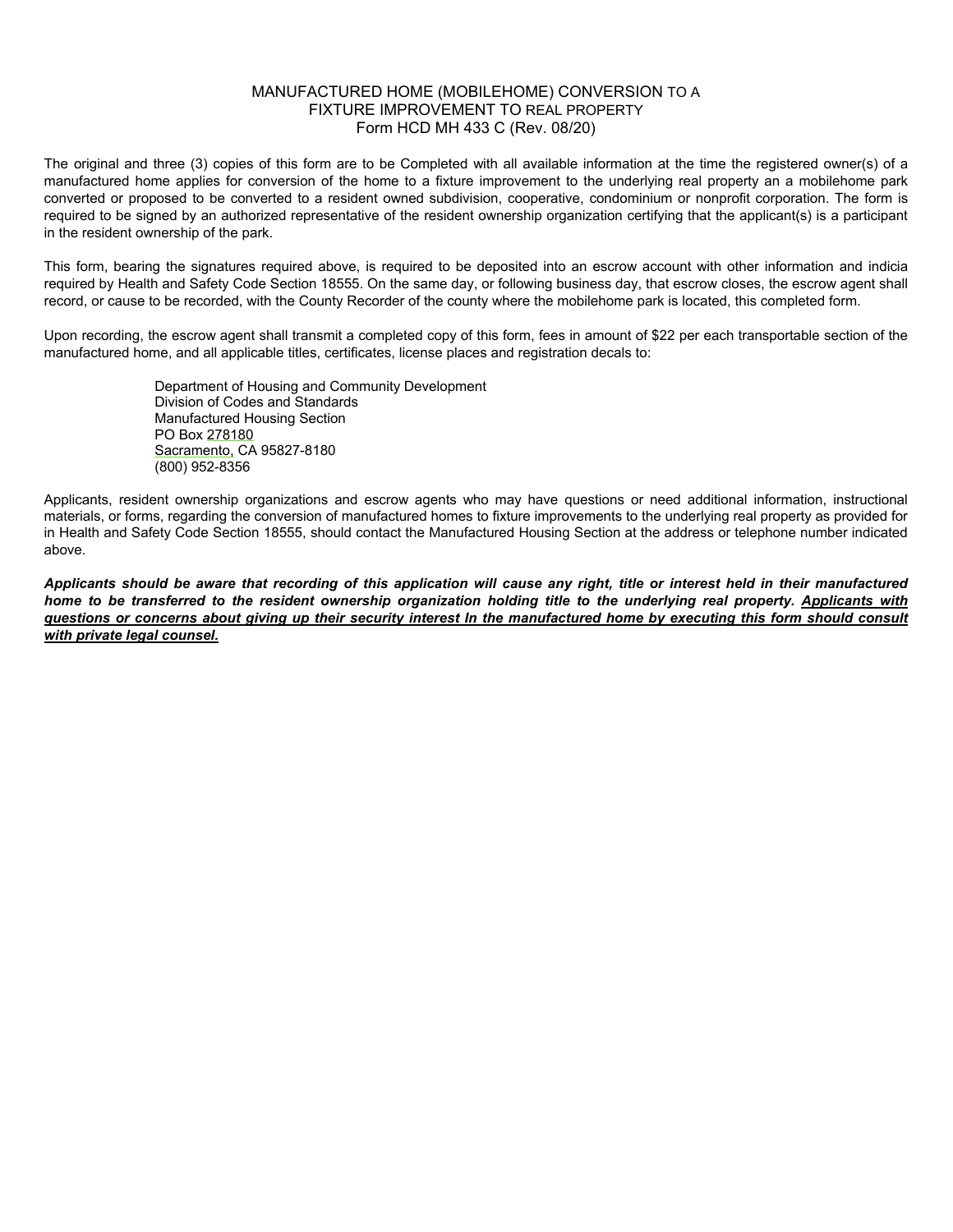# MANUFACTURED HOME (MOBILEHOME) CONVERSION TO A FIXTURE IMPROVEMENT TO REAL PROPERTY

Form HCD MH 433 C (Rev. 08/20)

The original and three (3) copies of this form are to be Completed with all available information at the time the registered owner(s) of a manufactured home applies for conversion of the home to a fixture improvement to the underlying real property an a mobilehome park converted or proposed to be converted to a resident owned subdivision, cooperative, condominium or nonprofit corporation. The form is required to be signed by an authorized representative of the resident ownership organization certifying that the applicant(s) is a participant in the resident ownership of the park.

This form, bearing the signatures required above, is required to be deposited into an escrow account with other information and indicia required by Health and Safety Code Section 18555. On the same day, or following business day, that escrow closes, the escrow agent shall record, or cause to be recorded, with the County Recorder of the county where the mobilehome park is located, this completed form.

Upon recording, the escrow agent shall transmit a completed copy of this form, fees in amount of $22 per each transportable section of the manufactured home, and all applicable titles, certificates, license places and registration decals to:

Department of Housing and Community Development
Division of Codes and Standards
Manufactured Housing Section
PO Box 278180
Sacramento, CA 95827-8180
(800) 952-8356

Applicants, resident ownership organizations and escrow agents who may have questions or need additional information, instructional materials, or forms, regarding the conversion of manufactured homes to fixture improvements to the underlying real property as provided for in Health and Safety Code Section 18555, should contact the Manufactured Housing Section at the address or telephone number indicated above.

***Applicants should be aware that recording of this application will cause any right, title or interest held in their manufactured home to be transferred to the resident ownership organization holding title to the underlying real property. <u>Applicants with questions or concerns about giving up their security interest In the manufactured home by executing this form should consult with private legal counsel.</u>***